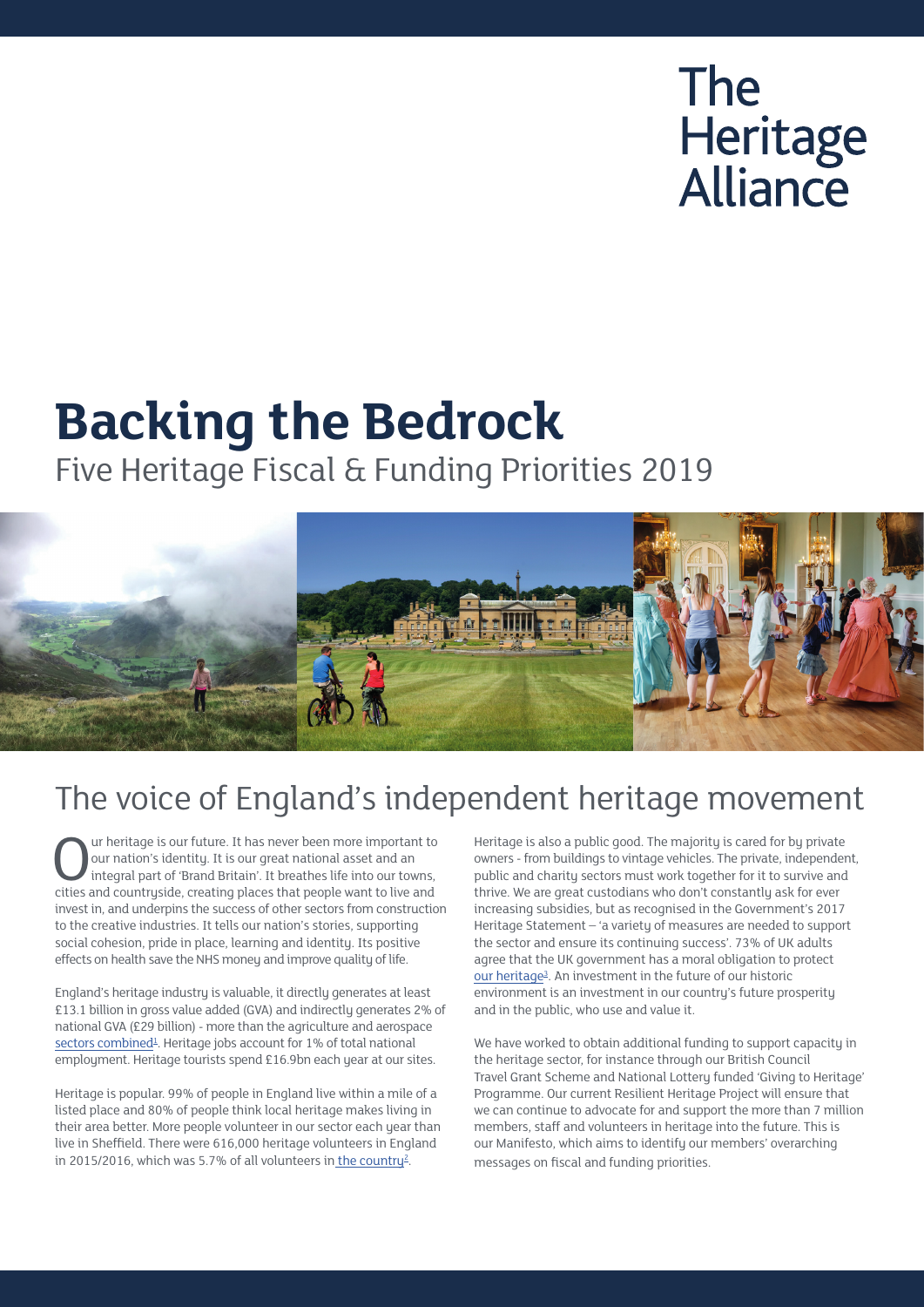The Heritage Alliance

# Backing the Bedrock

## Five Heritage Fiscal & Funding Priorities 2019

## The voice of England's independent heritage movement

Our heritage is our future. It has never been more important to our nation's identity. It is our great national asset and an integral part of 'Brand Britain'. It breathes life into our towns, cities and countryside, creating places that people want to live and invest in, and underpins the success of other sectors from construction to the creative industries. It tells our nation's stories, supporting social cohesion, pride in place, learning and identity. Its positive effects on health save the NHS money and improve quality of life.

England's heritage industry is valuable, it directly generates at least £13.1 billion in gross value added (GVA) and indirectly generates 2% of national GVA (£29 billion) - more than the agriculture and aerospace sectors combined[1]. Heritage jobs account for 1% of total national employment. Heritage tourists spend £16.9bn each year at our sites.

Heritage is popular. 99% of people in England live within a mile of a listed place and 80% of people think local heritage makes living in their area better. More people volunteer in our sector each year than live in Sheffield. There were 616,000 heritage volunteers in England in 2015/2016, which was 5.7% of all volunteers in the country[2].

Heritage is also a public good. The majority is cared for by private owners - from buildings to vintage vehicles. The private, independent, public and charity sectors must work together for it to survive and thrive. We are great custodians who don't constantly ask for ever increasing subsidies, but as recognised in the Government's 2017 Heritage Statement – 'a variety of measures are needed to support the sector and ensure its continuing success'. 73% of UK adults agree that the UK government has a moral obligation to protect our heritage[3]. An investment in the future of our historic environment is an investment in our country's future prosperity and in the public, who use and value it.

We have worked to obtain additional funding to support capacity in the heritage sector, for instance through our British Council Travel Grant Scheme and National Lottery funded 'Giving to Heritage' Programme. Our current Resilient Heritage Project will ensure that we can continue to advocate for and support the more than 7 million members, staff and volunteers in heritage into the future. This is our Manifesto, which aims to identify our members' overarching messages on fiscal and funding priorities.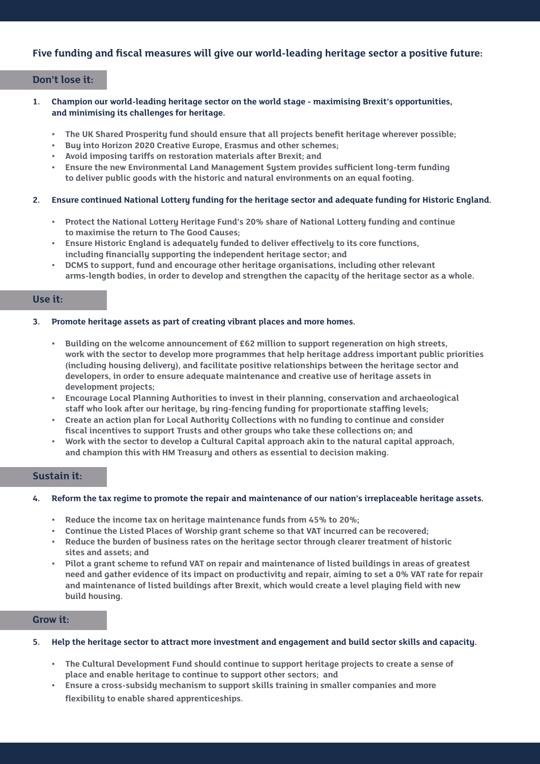## Five funding and fiscal measures will give our world-leading heritage sector a positive future:

### Don't lose it:

1. **Champion our world-leading heritage sector on the world stage - maximising Brexit's opportunities, and minimising its challenges for heritage.**

    - The UK Shared Prosperity fund should ensure that all projects benefit heritage wherever possible;
    - Buy into Horizon 2020 Creative Europe, Erasmus and other schemes;
    - Avoid imposing tariffs on restoration materials after Brexit; and
    - Ensure the new Environmental Land Management System provides sufficient long-term funding to deliver public goods with the historic and natural environments on an equal footing.

2. **Ensure continued National Lottery funding for the heritage sector and adequate funding for Historic England.**

    - Protect the National Lottery Heritage Fund's 20% share of National Lottery funding and continue to maximise the return to The Good Causes;
    - Ensure Historic England is adequately funded to deliver effectively to its core functions, including financially supporting the independent heritage sector; and
    - DCMS to support, fund and encourage other heritage organisations, including other relevant arms-length bodies, in order to develop and strengthen the capacity of the heritage sector as a whole.

### Use it:

3. **Promote heritage assets as part of creating vibrant places and more homes.**

    - Building on the welcome announcement of £62 million to support regeneration on high streets, work with the sector to develop more programmes that help heritage address important public priorities (including housing delivery), and facilitate positive relationships between the heritage sector and developers, in order to ensure adequate maintenance and creative use of heritage assets in development projects;
    - Encourage Local Planning Authorities to invest in their planning, conservation and archaeological staff who look after our heritage, by ring-fencing funding for proportionate staffing levels;
    - Create an action plan for Local Authority Collections with no funding to continue and consider fiscal incentives to support Trusts and other groups who take these collections on; and
    - Work with the sector to develop a Cultural Capital approach akin to the natural capital approach, and champion this with HM Treasury and others as essential to decision making.

### Sustain it:

4. **Reform the tax regime to promote the repair and maintenance of our nation's irreplaceable heritage assets.**

    - Reduce the income tax on heritage maintenance funds from 45% to 20%;
    - Continue the Listed Places of Worship grant scheme so that VAT incurred can be recovered;
    - Reduce the burden of business rates on the heritage sector through clearer treatment of historic sites and assets; and
    - Pilot a grant scheme to refund VAT on repair and maintenance of listed buildings in areas of greatest need and gather evidence of its impact on productivity and repair, aiming to set a 0% VAT rate for repair and maintenance of listed buildings after Brexit, which would create a level playing field with new build housing.

### Grow it:

5. **Help the heritage sector to attract more investment and engagement and build sector skills and capacity.**

    - The Cultural Development Fund should continue to support heritage projects to create a sense of place and enable heritage to continue to support other sectors; and
    - Ensure a cross-subsidy mechanism to support skills training in smaller companies and more flexibility to enable shared apprenticeships.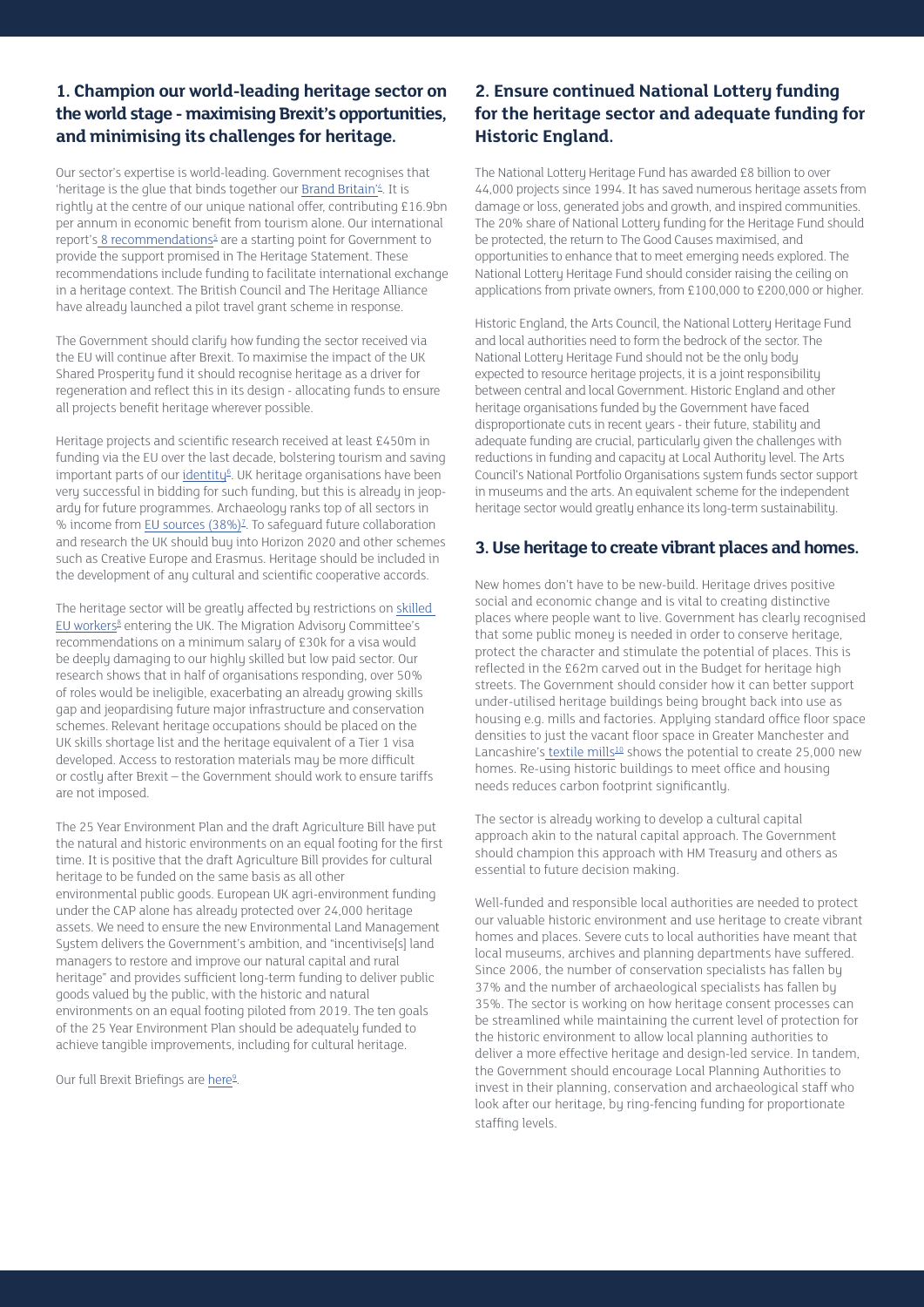## 1. Champion our world-leading heritage sector on the world stage - maximising Brexit's opportunities, and minimising its challenges for heritage.

Our sector's expertise is world-leading. Government recognises that 'heritage is the glue that binds together our Brand Britain'[4]. It is rightly at the centre of our unique national offer, contributing £16.9bn per annum in economic benefit from tourism alone. Our international report's 8 recommendations[5] are a starting point for Government to provide the support promised in The Heritage Statement. These recommendations include funding to facilitate international exchange in a heritage context. The British Council and The Heritage Alliance have already launched a pilot travel grant scheme in response.

The Government should clarify how funding the sector received via the EU will continue after Brexit. To maximise the impact of the UK Shared Prosperity fund it should recognise heritage as a driver for regeneration and reflect this in its design - allocating funds to ensure all projects benefit heritage wherever possible.

Heritage projects and scientific research received at least £450m in funding via the EU over the last decade, bolstering tourism and saving important parts of our identity[6]. UK heritage organisations have been very successful in bidding for such funding, but this is already in jeopardy for future programmes. Archaeology ranks top of all sectors in % income from EU sources (38%)[7]. To safeguard future collaboration and research the UK should buy into Horizon 2020 and other schemes such as Creative Europe and Erasmus. Heritage should be included in the development of any cultural and scientific cooperative accords.

The heritage sector will be greatly affected by restrictions on skilled EU workers[8] entering the UK. The Migration Advisory Committee's recommendations on a minimum salary of £30k for a visa would be deeply damaging to our highly skilled but low paid sector. Our research shows that in half of organisations responding, over 50% of roles would be ineligible, exacerbating an already growing skills gap and jeopardising future major infrastructure and conservation schemes. Relevant heritage occupations should be placed on the UK skills shortage list and the heritage equivalent of a Tier 1 visa developed. Access to restoration materials may be more difficult or costly after Brexit – the Government should work to ensure tariffs are not imposed.

The 25 Year Environment Plan and the draft Agriculture Bill have put the natural and historic environments on an equal footing for the first time. It is positive that the draft Agriculture Bill provides for cultural heritage to be funded on the same basis as all other environmental public goods. European UK agri-environment funding under the CAP alone has already protected over 24,000 heritage assets. We need to ensure the new Environmental Land Management System delivers the Government's ambition, and "incentivise[s] land managers to restore and improve our natural capital and rural heritage" and provides sufficient long-term funding to deliver public goods valued by the public, with the historic and natural environments on an equal footing piloted from 2019. The ten goals of the 25 Year Environment Plan should be adequately funded to achieve tangible improvements, including for cultural heritage.

Our full Brexit Briefings are here[9].

## 2. Ensure continued National Lottery funding for the heritage sector and adequate funding for Historic England.

The National Lottery Heritage Fund has awarded £8 billion to over 44,000 projects since 1994. It has saved numerous heritage assets from damage or loss, generated jobs and growth, and inspired communities. The 20% share of National Lottery funding for the Heritage Fund should be protected, the return to The Good Causes maximised, and opportunities to enhance that to meet emerging needs explored. The National Lottery Heritage Fund should consider raising the ceiling on applications from private owners, from £100,000 to £200,000 or higher.

Historic England, the Arts Council, the National Lottery Heritage Fund and local authorities need to form the bedrock of the sector. The National Lottery Heritage Fund should not be the only body expected to resource heritage projects, it is a joint responsibility between central and local Government. Historic England and other heritage organisations funded by the Government have faced disproportionate cuts in recent years - their future, stability and adequate funding are crucial, particularly given the challenges with reductions in funding and capacity at Local Authority level. The Arts Council's National Portfolio Organisations system funds sector support in museums and the arts. An equivalent scheme for the independent heritage sector would greatly enhance its long-term sustainability.

## 3. Use heritage to create vibrant places and homes.

New homes don't have to be new-build. Heritage drives positive social and economic change and is vital to creating distinctive places where people want to live. Government has clearly recognised that some public money is needed in order to conserve heritage, protect the character and stimulate the potential of places. This is reflected in the £62m carved out in the Budget for heritage high streets. The Government should consider how it can better support under-utilised heritage buildings being brought back into use as housing e.g. mills and factories. Applying standard office floor space densities to just the vacant floor space in Greater Manchester and Lancashire's textile mills[10] shows the potential to create 25,000 new homes. Re-using historic buildings to meet office and housing needs reduces carbon footprint significantly.

The sector is already working to develop a cultural capital approach akin to the natural capital approach. The Government should champion this approach with HM Treasury and others as essential to future decision making.

Well-funded and responsible local authorities are needed to protect our valuable historic environment and use heritage to create vibrant homes and places. Severe cuts to local authorities have meant that local museums, archives and planning departments have suffered. Since 2006, the number of conservation specialists has fallen by 37% and the number of archaeological specialists has fallen by 35%. The sector is working on how heritage consent processes can be streamlined while maintaining the current level of protection for the historic environment to allow local planning authorities to deliver a more effective heritage and design-led service. In tandem, the Government should encourage Local Planning Authorities to invest in their planning, conservation and archaeological staff who look after our heritage, by ring-fencing funding for proportionate staffing levels.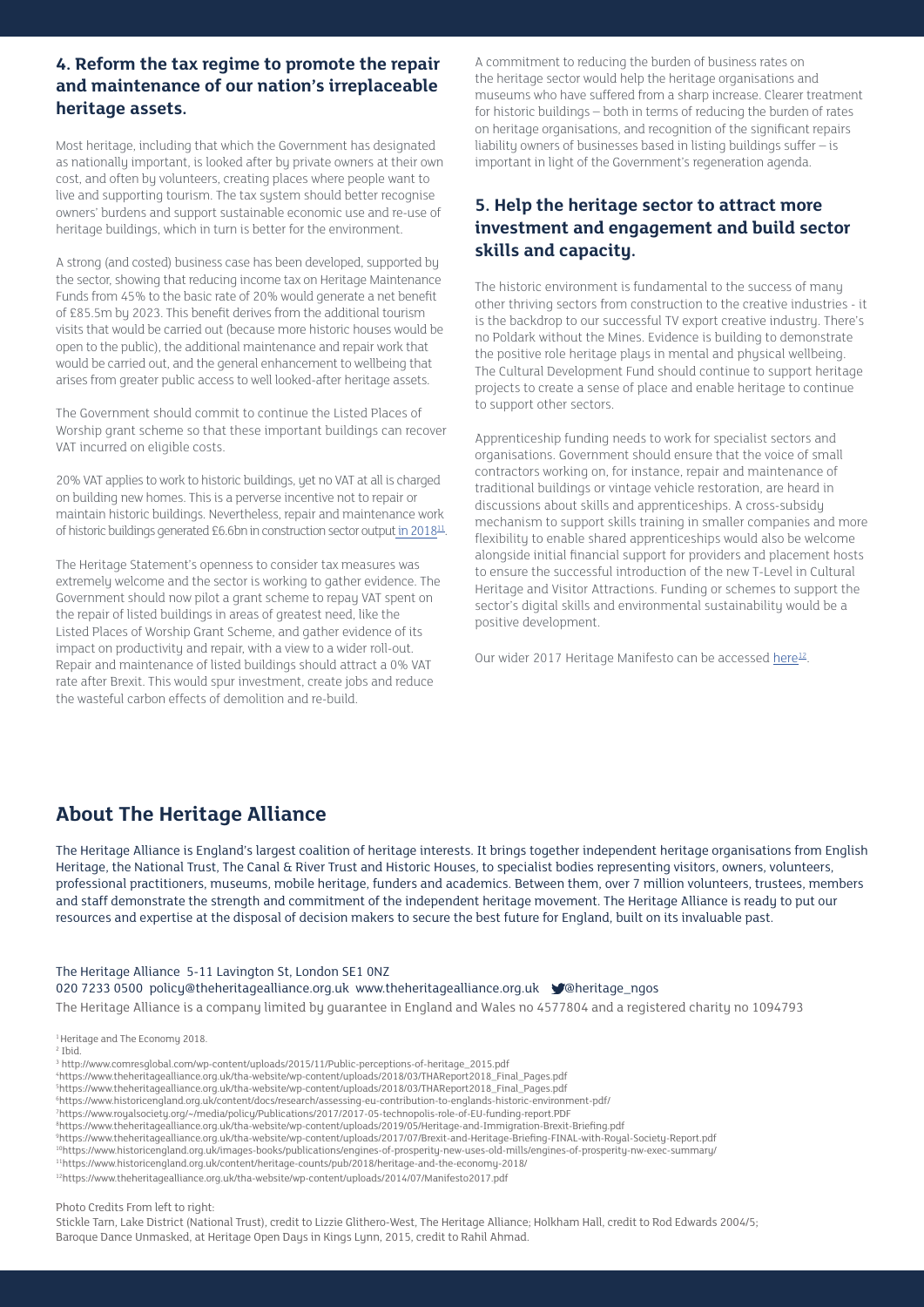### 4. Reform the tax regime to promote the repair and maintenance of our nation's irreplaceable heritage assets.

Most heritage, including that which the Government has designated as nationally important, is looked after by private owners at their own cost, and often by volunteers, creating places where people want to live and supporting tourism. The tax system should better recognise owners' burdens and support sustainable economic use and re-use of heritage buildings, which in turn is better for the environment.

A strong (and costed) business case has been developed, supported by the sector, showing that reducing income tax on Heritage Maintenance Funds from 45% to the basic rate of 20% would generate a net benefit of £85.5m by 2023. This benefit derives from the additional tourism visits that would be carried out (because more historic houses would be open to the public), the additional maintenance and repair work that would be carried out, and the general enhancement to wellbeing that arises from greater public access to well looked-after heritage assets.

The Government should commit to continue the Listed Places of Worship grant scheme so that these important buildings can recover VAT incurred on eligible costs.

20% VAT applies to work to historic buildings, yet no VAT at all is charged on building new homes. This is a perverse incentive not to repair or maintain historic buildings. Nevertheless, repair and maintenance work of historic buildings generated £6.6bn in construction sector output in 2018[11].

The Heritage Statement's openness to consider tax measures was extremely welcome and the sector is working to gather evidence. The Government should now pilot a grant scheme to repay VAT spent on the repair of listed buildings in areas of greatest need, like the Listed Places of Worship Grant Scheme, and gather evidence of its impact on productivity and repair, with a view to a wider roll-out. Repair and maintenance of listed buildings should attract a 0% VAT rate after Brexit. This would spur investment, create jobs and reduce the wasteful carbon effects of demolition and re-build.

A commitment to reducing the burden of business rates on the heritage sector would help the heritage organisations and museums who have suffered from a sharp increase. Clearer treatment for historic buildings – both in terms of reducing the burden of rates on heritage organisations, and recognition of the significant repairs liability owners of businesses based in listing buildings suffer – is important in light of the Government's regeneration agenda.

### 5. Help the heritage sector to attract more investment and engagement and build sector skills and capacity.

The historic environment is fundamental to the success of many other thriving sectors from construction to the creative industries - it is the backdrop to our successful TV export creative industry. There's no Poldark without the Mines. Evidence is building to demonstrate the positive role heritage plays in mental and physical wellbeing. The Cultural Development Fund should continue to support heritage projects to create a sense of place and enable heritage to continue to support other sectors.

Apprenticeship funding needs to work for specialist sectors and organisations. Government should ensure that the voice of small contractors working on, for instance, repair and maintenance of traditional buildings or vintage vehicle restoration, are heard in discussions about skills and apprenticeships. A cross-subsidy mechanism to support skills training in smaller companies and more flexibility to enable shared apprenticeships would also be welcome alongside initial financial support for providers and placement hosts to ensure the successful introduction of the new T-Level in Cultural Heritage and Visitor Attractions. Funding or schemes to support the sector's digital skills and environmental sustainability would be a positive development.

Our wider 2017 Heritage Manifesto can be accessed here[12].

## About The Heritage Alliance

The Heritage Alliance is England's largest coalition of heritage interests. It brings together independent heritage organisations from English Heritage, the National Trust, The Canal & River Trust and Historic Houses, to specialist bodies representing visitors, owners, volunteers, professional practitioners, museums, mobile heritage, funders and academics. Between them, over 7 million volunteers, trustees, members and staff demonstrate the strength and commitment of the independent heritage movement. The Heritage Alliance is ready to put our resources and expertise at the disposal of decision makers to secure the best future for England, built on its invaluable past.

The Heritage Alliance 5-11 Lavington St, London SE1 0NZ
020 7233 0500 policy@theheritagealliance.org.uk www.theheritagealliance.org.uk @heritage_ngos
The Heritage Alliance is a company limited by guarantee in England and Wales no 4577804 and a registered charity no 1094793

[1] Heritage and The Economy 2018.
[2] Ibid.
[3] http://www.comresglobal.com/wp-content/uploads/2015/11/Public-perceptions-of-heritage_2015.pdf
[4] https://www.theheritagealliance.org.uk/tha-website/wp-content/uploads/2018/03/THAReport2018_Final_Pages.pdf
[5] https://www.theheritagealliance.org.uk/tha-website/wp-content/uploads/2018/03/THAReport2018_Final_Pages.pdf
[6] https://www.historicengland.org.uk/content/docs/research/assessing-eu-contribution-to-englands-historic-environment-pdf/
[7] https://www.royalsociety.org/~/media/policy/Publications/2017/2017-05-technopolis-role-of-EU-funding-report.PDF
[8] https://www.theheritagealliance.org.uk/tha-website/wp-content/uploads/2019/05/Heritage-and-Immigration-Brexit-Briefing.pdf
[9] https://www.theheritagealliance.org.uk/tha-website/wp-content/uploads/2017/07/Brexit-and-Heritage-Briefing-FINAL-with-Royal-Society-Report.pdf
[10] https://www.historicengland.org.uk/images-books/publications/engines-of-prosperity-new-uses-old-mills/engines-of-prosperity-nw-exec-summary/
[11] https://www.historicengland.org.uk/content/heritage-counts/pub/2018/heritage-and-the-economy-2018/
[12] https://www.theheritagealliance.org.uk/tha-website/wp-content/uploads/2014/07/Manifesto2017.pdf

Photo Credits From left to right:
Stickle Tarn, Lake District (National Trust), credit to Lizzie Glithero-West, The Heritage Alliance; Holkham Hall, credit to Rod Edwards 2004/5; Baroque Dance Unmasked, at Heritage Open Days in Kings Lynn, 2015, credit to Rahil Ahmad.